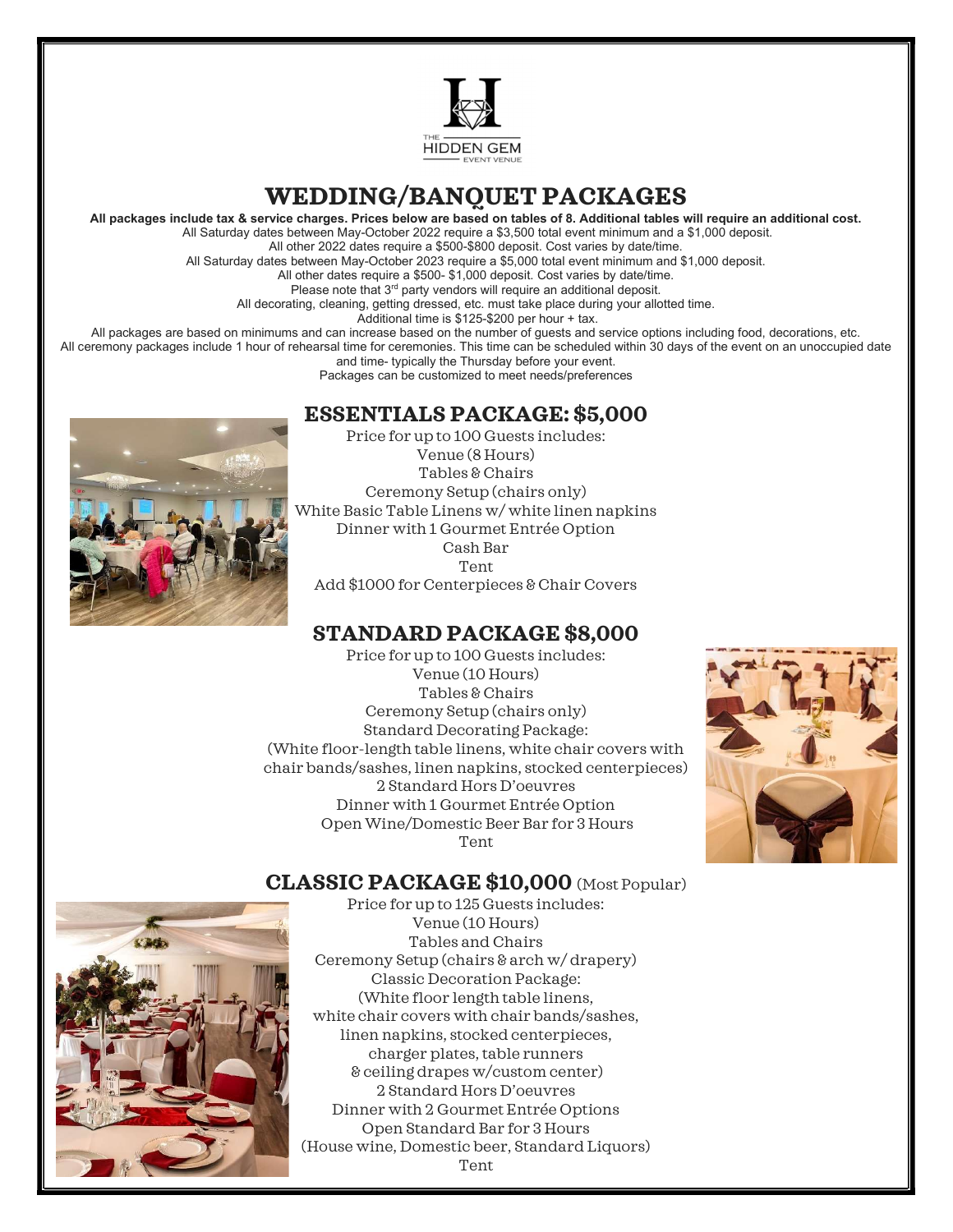THE HIDDEN GEM EVENT VENUE

# WEDDING/BANQUET PACKAGES

**All packages include tax & service charges. Prices below are based on tables of 8. Additional tables will require an additional cost.**

All Saturday dates between May-October 2022 require a $3,500 total event minimum and a $1,000 deposit.

All other 2022 dates require a $500-$800 deposit. Cost varies by date/time.

All Saturday dates between May-October 2023 require a $5,000 total event minimum and $1,000 deposit.

All other dates require a $500- $1,000 deposit. Cost varies by date/time.

Please note that 3rd party vendors will require an additional deposit.

All decorating, cleaning, getting dressed, etc. must take place during your allotted time.

Additional time is $125-$200 per hour + tax.

All packages are based on minimums and can increase based on the number of guests and service options including food, decorations, etc.

All ceremony packages include 1 hour of rehearsal time for ceremonies. This time can be scheduled within 30 days of the event on an unoccupied date and time- typically the Thursday before your event.

Packages can be customized to meet needs/preferences

## ESSENTIALS PACKAGE: $5,000

Price for up to 100 Guests includes:
Venue (8 Hours)
Tables & Chairs
Ceremony Setup (chairs only)
White Basic Table Linens w/ white linen napkins
Dinner with 1 Gourmet Entrée Option
Cash Bar
Tent
Add $1000 for Centerpieces & Chair Covers

## STANDARD PACKAGE $8,000

Price for up to 100 Guests includes:
Venue (10 Hours)
Tables & Chairs
Ceremony Setup (chairs only)
Standard Decorating Package:
(White floor-length table linens, white chair covers with chair bands/sashes, linen napkins, stocked centerpieces)
2 Standard Hors D'oeuvres
Dinner with 1 Gourmet Entrée Option
Open Wine/Domestic Beer Bar for 3 Hours
Tent

## CLASSIC PACKAGE $10,000 (Most Popular)

Price for up to 125 Guests includes:
Venue (10 Hours)
Tables and Chairs
Ceremony Setup (chairs & arch w/ drapery)
Classic Decoration Package:
(White floor length table linens,
white chair covers with chair bands/sashes,
linen napkins, stocked centerpieces,
charger plates, table runners
& ceiling drapes w/custom center)
2 Standard Hors D'oeuvres
Dinner with 2 Gourmet Entrée Options
Open Standard Bar for 3 Hours
(House wine, Domestic beer, Standard Liquors)
Tent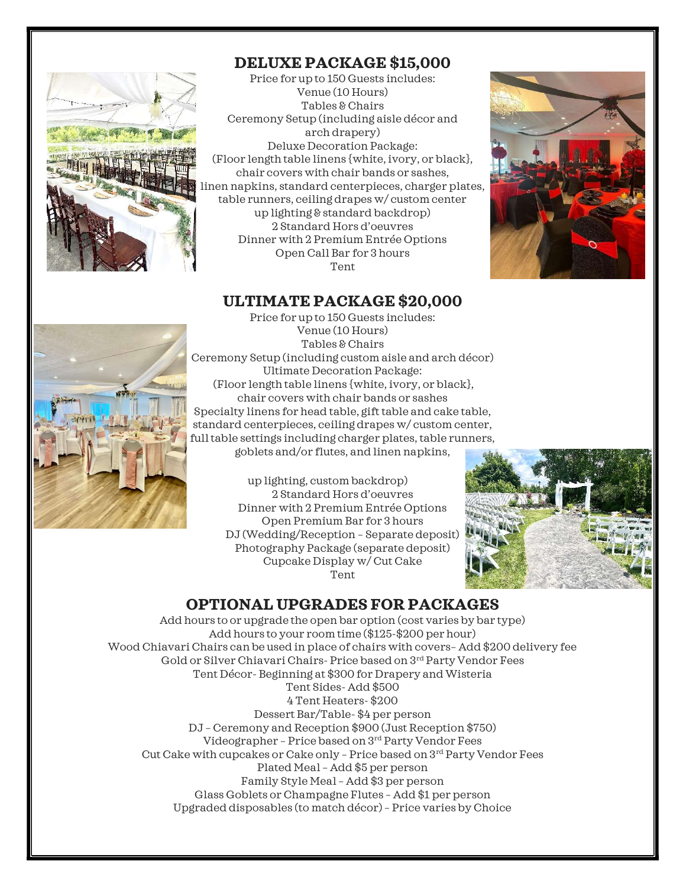## DELUXE PACKAGE $15,000

Price for up to 150 Guests includes:
Venue (10 Hours)
Tables & Chairs
Ceremony Setup (including aisle décor and arch drapery)
Deluxe Decoration Package:
(Floor length table linens {white, ivory, or black}, chair covers with chair bands or sashes, linen napkins, standard centerpieces, charger plates, table runners, ceiling drapes w/ custom center up lighting & standard backdrop)
2 Standard Hors d'oeuvres
Dinner with 2 Premium Entrée Options
Open Call Bar for 3 hours
Tent

## ULTIMATE PACKAGE $20,000

Price for up to 150 Guests includes:
Venue (10 Hours)
Tables & Chairs
Ceremony Setup (including custom aisle and arch décor)
Ultimate Decoration Package:
(Floor length table linens {white, ivory, or black}, chair covers with chair bands or sashes
Specialty linens for head table, gift table and cake table, standard centerpieces, ceiling drapes w/ custom center, full table settings including charger plates, table runners, goblets and/or flutes, and linen napkins,

up lighting, custom backdrop)
2 Standard Hors d'oeuvres
Dinner with 2 Premium Entrée Options
Open Premium Bar for 3 hours
DJ (Wedding/Reception – Separate deposit)
Photography Package (separate deposit)
Cupcake Display w/ Cut Cake
Tent

## OPTIONAL UPGRADES FOR PACKAGES

Add hours to or upgrade the open bar option (cost varies by bar type)
Add hours to your room time ($125-$200 per hour)
Wood Chiavari Chairs can be used in place of chairs with covers– Add $200 delivery fee
Gold or Silver Chiavari Chairs- Price based on 3rd Party Vendor Fees
Tent Décor- Beginning at $300 for Drapery and Wisteria
Tent Sides- Add $500
4 Tent Heaters- $200
Dessert Bar/Table- $4 per person
DJ – Ceremony and Reception $900 (Just Reception $750)
Videographer – Price based on 3rd Party Vendor Fees
Cut Cake with cupcakes or Cake only – Price based on 3rd Party Vendor Fees
Plated Meal – Add $5 per person
Family Style Meal – Add $3 per person
Glass Goblets or Champagne Flutes – Add $1 per person
Upgraded disposables (to match décor) – Price varies by Choice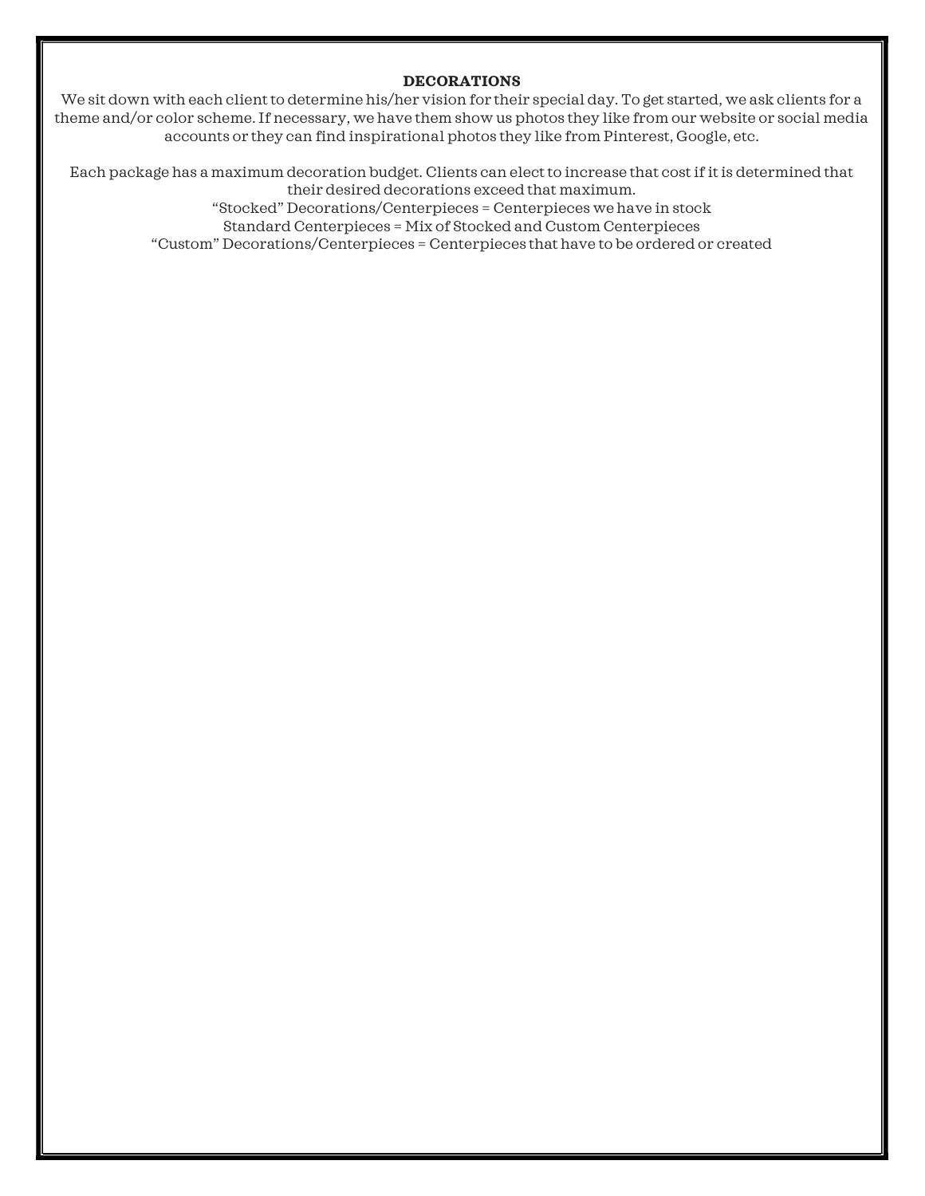## DECORATIONS

We sit down with each client to determine his/her vision for their special day. To get started, we ask clients for a theme and/or color scheme. If necessary, we have them show us photos they like from our website or social media accounts or they can find inspirational photos they like from Pinterest, Google, etc.

Each package has a maximum decoration budget. Clients can elect to increase that cost if it is determined that their desired decorations exceed that maximum.

"Stocked" Decorations/Centerpieces = Centerpieces we have in stock

Standard Centerpieces = Mix of Stocked and Custom Centerpieces

"Custom" Decorations/Centerpieces = Centerpieces that have to be ordered or created